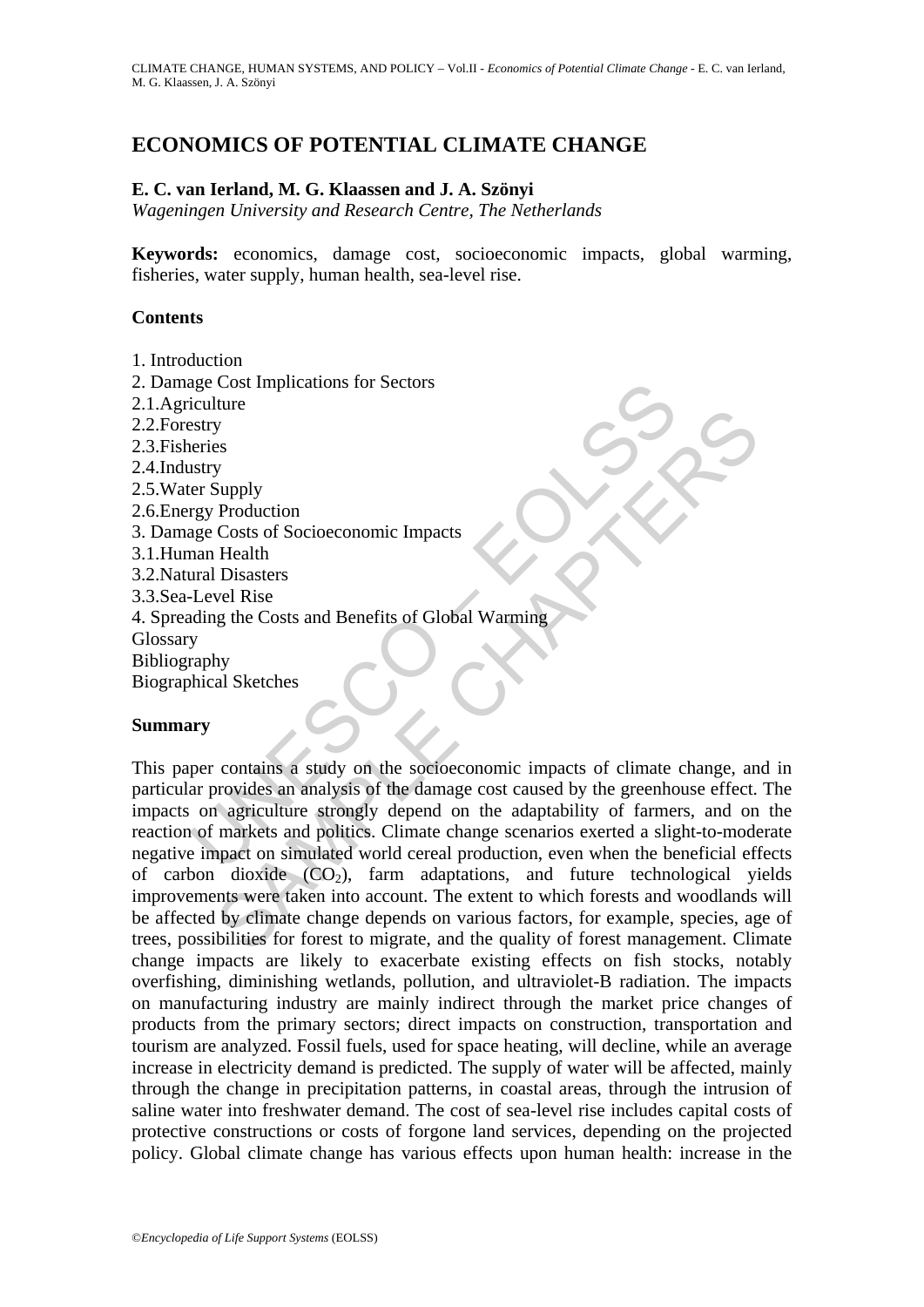# ECONOMICS OF POTENTIAL CLIMATE CHANGE

**E. C. van Ierland, M. G. Klaassen and J. A. Szönyi**

*Wageningen University and Research Centre, The Netherlands*

**Keywords:** economics, damage cost, socioeconomic impacts, global warming, fisheries, water supply, human health, sea-level rise.

## Contents

1. Introduction
2. Damage Cost Implications for Sectors
2.1. Agriculture
2.2. Forestry
2.3. Fisheries
2.4. Industry
2.5. Water Supply
2.6. Energy Production
3. Damage Costs of Socioeconomic Impacts
3.1. Human Health
3.2. Natural Disasters
3.3. Sea-Level Rise
4. Spreading the Costs and Benefits of Global Warming

Glossary
Bibliography
Biographical Sketches

## Summary

This paper contains a study on the socioeconomic impacts of climate change, and in particular provides an analysis of the damage cost caused by the greenhouse effect. The impacts on agriculture strongly depend on the adaptability of farmers, and on the reaction of markets and politics. Climate change scenarios exerted a slight-to-moderate negative impact on simulated world cereal production, even when the beneficial effects of carbon dioxide ($CO_2$), farm adaptations, and future technological yields improvements were taken into account. The extent to which forests and woodlands will be affected by climate change depends on various factors, for example, species, age of trees, possibilities for forest to migrate, and the quality of forest management. Climate change impacts are likely to exacerbate existing effects on fish stocks, notably overfishing, diminishing wetlands, pollution, and ultraviolet-B radiation. The impacts on manufacturing industry are mainly indirect through the market price changes of products from the primary sectors; direct impacts on construction, transportation and tourism are analyzed. Fossil fuels, used for space heating, will decline, while an average increase in electricity demand is predicted. The supply of water will be affected, mainly through the change in precipitation patterns, in coastal areas, through the intrusion of saline water into freshwater demand. The cost of sea-level rise includes capital costs of protective constructions or costs of forgone land services, depending on the projected policy. Global climate change has various effects upon human health: increase in the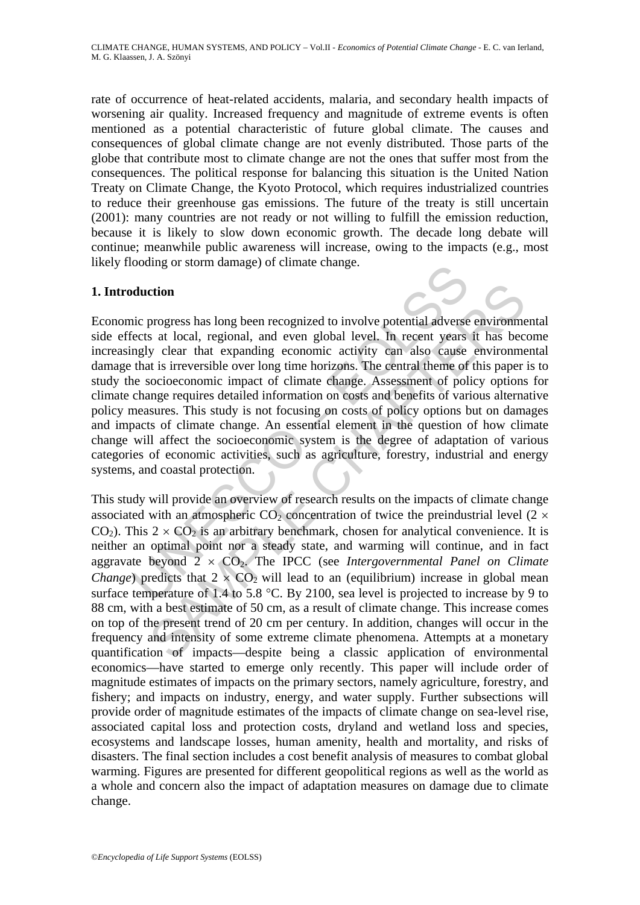rate of occurrence of heat-related accidents, malaria, and secondary health impacts of worsening air quality. Increased frequency and magnitude of extreme events is often mentioned as a potential characteristic of future global climate. The causes and consequences of global climate change are not evenly distributed. Those parts of the globe that contribute most to climate change are not the ones that suffer most from the consequences. The political response for balancing this situation is the United Nation Treaty on Climate Change, the Kyoto Protocol, which requires industrialized countries to reduce their greenhouse gas emissions. The future of the treaty is still uncertain (2001): many countries are not ready or not willing to fulfill the emission reduction, because it is likely to slow down economic growth. The decade long debate will continue; meanwhile public awareness will increase, owing to the impacts (e.g., most likely flooding or storm damage) of climate change.

## 1. Introduction

Economic progress has long been recognized to involve potential adverse environmental side effects at local, regional, and even global level. In recent years it has become increasingly clear that expanding economic activity can also cause environmental damage that is irreversible over long time horizons. The central theme of this paper is to study the socioeconomic impact of climate change. Assessment of policy options for climate change requires detailed information on costs and benefits of various alternative policy measures. This study is not focusing on costs of policy options but on damages and impacts of climate change. An essential element in the question of how climate change will affect the socioeconomic system is the degree of adaptation of various categories of economic activities, such as agriculture, forestry, industrial and energy systems, and coastal protection.

This study will provide an overview of research results on the impacts of climate change associated with an atmospheric $CO_2$ concentration of twice the preindustrial level ($2 \times CO_2$). This $2 \times CO_2$ is an arbitrary benchmark, chosen for analytical convenience. It is neither an optimal point nor a steady state, and warming will continue, and in fact aggravate beyond $2 \times CO_2$. The IPCC (see *Intergovernmental Panel on Climate Change*) predicts that $2 \times CO_2$ will lead to an (equilibrium) increase in global mean surface temperature of 1.4 to 5.8 °C. By 2100, sea level is projected to increase by 9 to 88 cm, with a best estimate of 50 cm, as a result of climate change. This increase comes on top of the present trend of 20 cm per century. In addition, changes will occur in the frequency and intensity of some extreme climate phenomena. Attempts at a monetary quantification of impacts—despite being a classic application of environmental economics—have started to emerge only recently. This paper will include order of magnitude estimates of impacts on the primary sectors, namely agriculture, forestry, and fishery; and impacts on industry, energy, and water supply. Further subsections will provide order of magnitude estimates of the impacts of climate change on sea-level rise, associated capital loss and protection costs, dryland and wetland loss and species, ecosystems and landscape losses, human amenity, health and mortality, and risks of disasters. The final section includes a cost benefit analysis of measures to combat global warming. Figures are presented for different geopolitical regions as well as the world as a whole and concern also the impact of adaptation measures on damage due to climate change.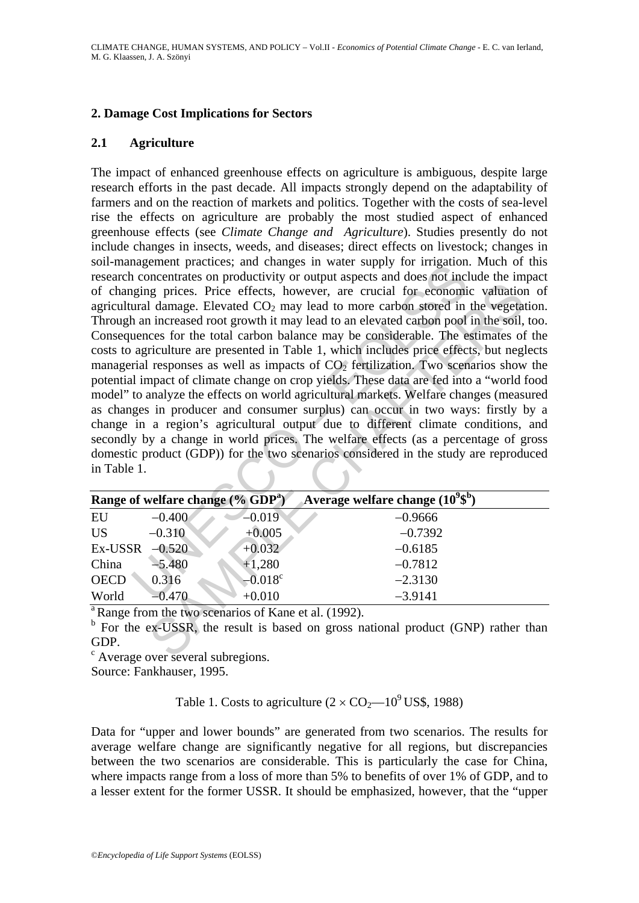## 2. Damage Cost Implications for Sectors

### 2.1 Agriculture

The impact of enhanced greenhouse effects on agriculture is ambiguous, despite large research efforts in the past decade. All impacts strongly depend on the adaptability of farmers and on the reaction of markets and politics. Together with the costs of sea-level rise the effects on agriculture are probably the most studied aspect of enhanced greenhouse effects (see *Climate Change and Agriculture*). Studies presently do not include changes in insects, weeds, and diseases; direct effects on livestock; changes in soil-management practices; and changes in water supply for irrigation. Much of this research concentrates on productivity or output aspects and does not include the impact of changing prices. Price effects, however, are crucial for economic valuation of agricultural damage. Elevated $CO_2$ may lead to more carbon stored in the vegetation. Through an increased root growth it may lead to an elevated carbon pool in the soil, too. Consequences for the total carbon balance may be considerable. The estimates of the costs to agriculture are presented in Table 1, which includes price effects, but neglects managerial responses as well as impacts of $CO_2$ fertilization. Two scenarios show the potential impact of climate change on crop yields. These data are fed into a "world food model" to analyze the effects on world agricultural markets. Welfare changes (measured as changes in producer and consumer surplus) can occur in two ways: firstly by a change in a region's agricultural output due to different climate conditions, and secondly by a change in world prices. The welfare effects (as a percentage of gross domestic product (GDP)) for the two scenarios considered in the study are reproduced in Table 1.

| | Range of welfare change (% GDP[a]) | | Average welfare change ($10^9$\$[b]) |
|---|---|---|---|
| EU | −0.400 | −0.019 | −0.9666 |
| US | −0.310 | +0.005 | −0.7392 |
| Ex-USSR | −0.520 | +0.032 | −0.6185 |
| China | −5.480 | +1,280 | −0.7812 |
| OECD | 0.316 | −0.018[c] | −2.3130 |
| World | −0.470 | +0.010 | −3.9141 |

[a] Range from the two scenarios of Kane et al. (1992).
[b] For the ex-USSR, the result is based on gross national product (GNP) rather than GDP.
[c] Average over several subregions.
Source: Fankhauser, 1995.

Table 1. Costs to agriculture ($2 \times CO_2$—$10^9$ US\$, 1988)

Data for "upper and lower bounds" are generated from two scenarios. The results for average welfare change are significantly negative for all regions, but discrepancies between the two scenarios are considerable. This is particularly the case for China, where impacts range from a loss of more than 5% to benefits of over 1% of GDP, and to a lesser extent for the former USSR. It should be emphasized, however, that the "upper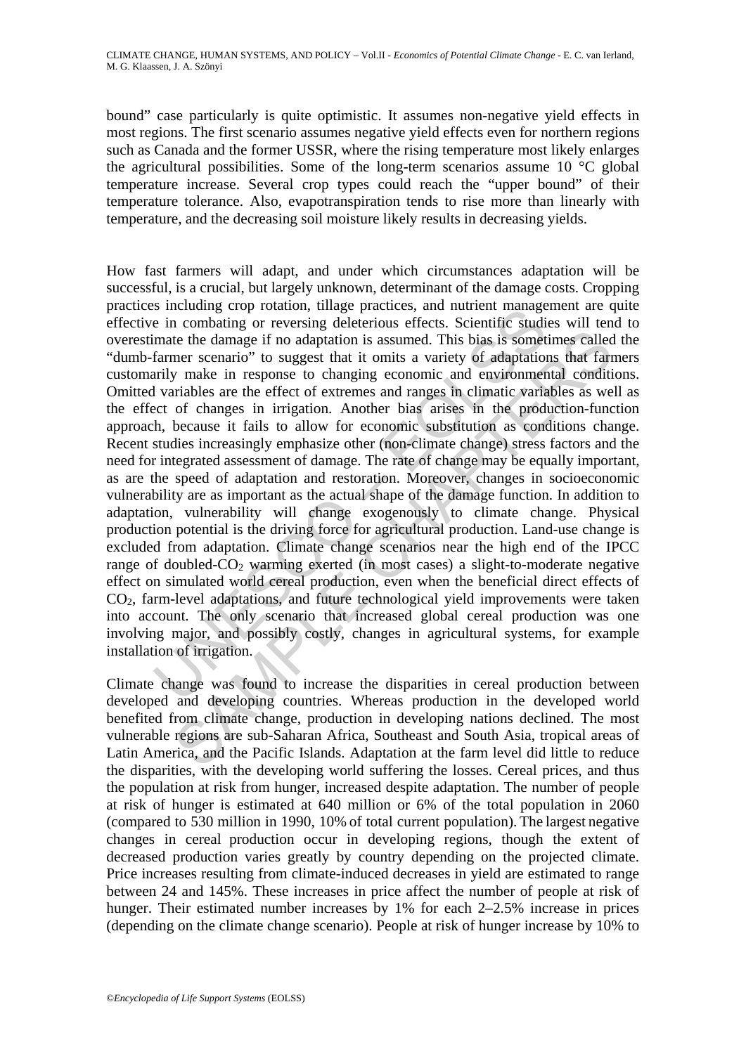bound" case particularly is quite optimistic. It assumes non-negative yield effects in most regions. The first scenario assumes negative yield effects even for northern regions such as Canada and the former USSR, where the rising temperature most likely enlarges the agricultural possibilities. Some of the long-term scenarios assume 10 °C global temperature increase. Several crop types could reach the "upper bound" of their temperature tolerance. Also, evapotranspiration tends to rise more than linearly with temperature, and the decreasing soil moisture likely results in decreasing yields.

How fast farmers will adapt, and under which circumstances adaptation will be successful, is a crucial, but largely unknown, determinant of the damage costs. Cropping practices including crop rotation, tillage practices, and nutrient management are quite effective in combating or reversing deleterious effects. Scientific studies will tend to overestimate the damage if no adaptation is assumed. This bias is sometimes called the "dumb-farmer scenario" to suggest that it omits a variety of adaptations that farmers customarily make in response to changing economic and environmental conditions. Omitted variables are the effect of extremes and ranges in climatic variables as well as the effect of changes in irrigation. Another bias arises in the production-function approach, because it fails to allow for economic substitution as conditions change. Recent studies increasingly emphasize other (non-climate change) stress factors and the need for integrated assessment of damage. The rate of change may be equally important, as are the speed of adaptation and restoration. Moreover, changes in socioeconomic vulnerability are as important as the actual shape of the damage function. In addition to adaptation, vulnerability will change exogenously to climate change. Physical production potential is the driving force for agricultural production. Land-use change is excluded from adaptation. Climate change scenarios near the high end of the IPCC range of doubled-$CO_2$ warming exerted (in most cases) a slight-to-moderate negative effect on simulated world cereal production, even when the beneficial direct effects of $CO_2$, farm-level adaptations, and future technological yield improvements were taken into account. The only scenario that increased global cereal production was one involving major, and possibly costly, changes in agricultural systems, for example installation of irrigation.

Climate change was found to increase the disparities in cereal production between developed and developing countries. Whereas production in the developed world benefited from climate change, production in developing nations declined. The most vulnerable regions are sub-Saharan Africa, Southeast and South Asia, tropical areas of Latin America, and the Pacific Islands. Adaptation at the farm level did little to reduce the disparities, with the developing world suffering the losses. Cereal prices, and thus the population at risk from hunger, increased despite adaptation. The number of people at risk of hunger is estimated at 640 million or 6% of the total population in 2060 (compared to 530 million in 1990, 10% of total current population). The largest negative changes in cereal production occur in developing regions, though the extent of decreased production varies greatly by country depending on the projected climate. Price increases resulting from climate-induced decreases in yield are estimated to range between 24 and 145%. These increases in price affect the number of people at risk of hunger. Their estimated number increases by 1% for each 2–2.5% increase in prices (depending on the climate change scenario). People at risk of hunger increase by 10% to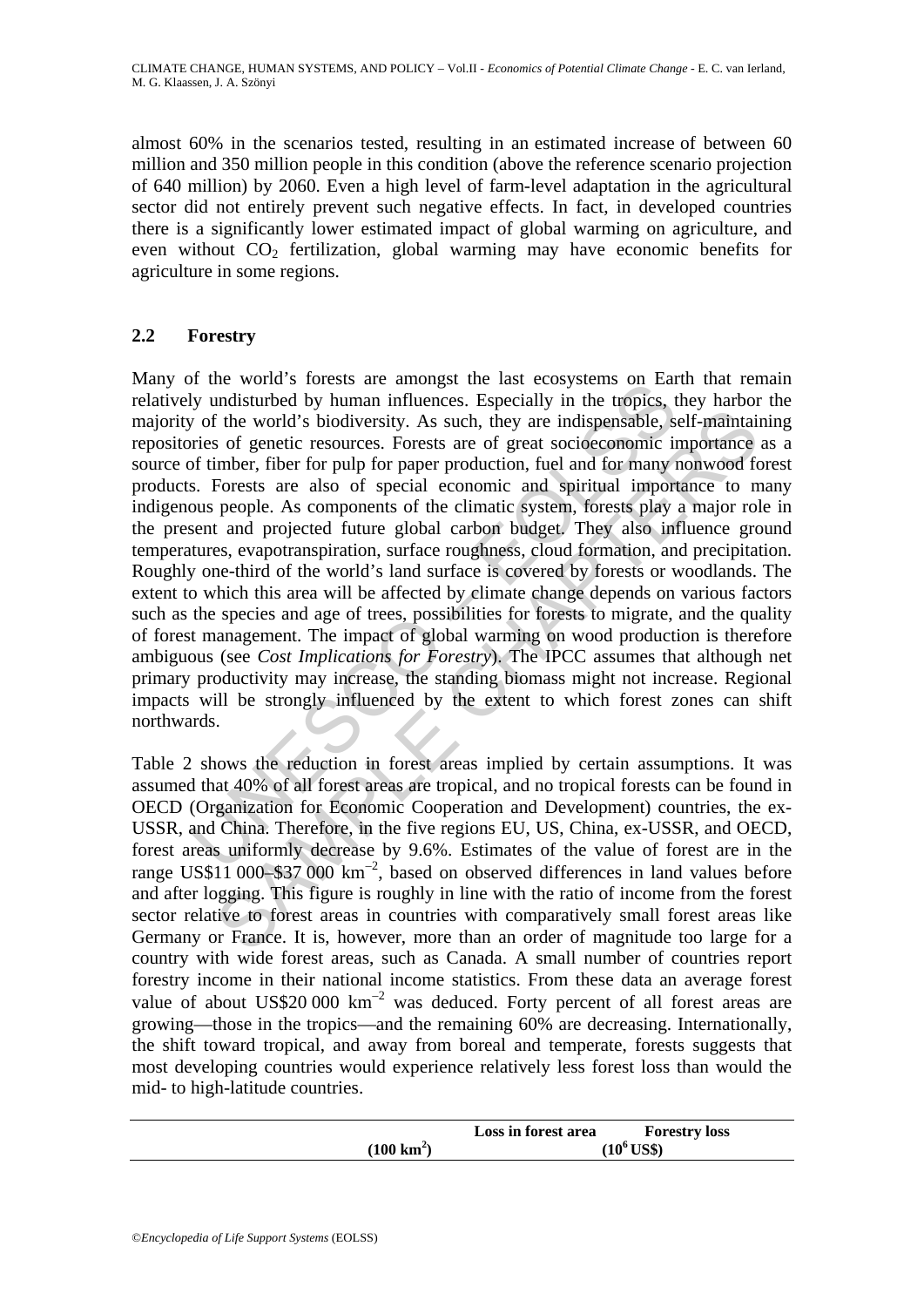almost 60% in the scenarios tested, resulting in an estimated increase of between 60 million and 350 million people in this condition (above the reference scenario projection of 640 million) by 2060. Even a high level of farm-level adaptation in the agricultural sector did not entirely prevent such negative effects. In fact, in developed countries there is a significantly lower estimated impact of global warming on agriculture, and even without $CO_2$ fertilization, global warming may have economic benefits for agriculture in some regions.

## 2.2 Forestry

Many of the world's forests are amongst the last ecosystems on Earth that remain relatively undisturbed by human influences. Especially in the tropics, they harbor the majority of the world's biodiversity. As such, they are indispensable, self-maintaining repositories of genetic resources. Forests are of great socioeconomic importance as a source of timber, fiber for pulp for paper production, fuel and for many nonwood forest products. Forests are also of special economic and spiritual importance to many indigenous people. As components of the climatic system, forests play a major role in the present and projected future global carbon budget. They also influence ground temperatures, evapotranspiration, surface roughness, cloud formation, and precipitation. Roughly one-third of the world's land surface is covered by forests or woodlands. The extent to which this area will be affected by climate change depends on various factors such as the species and age of trees, possibilities for forests to migrate, and the quality of forest management. The impact of global warming on wood production is therefore ambiguous (see *Cost Implications for Forestry*). The IPCC assumes that although net primary productivity may increase, the standing biomass might not increase. Regional impacts will be strongly influenced by the extent to which forest zones can shift northwards.

Table 2 shows the reduction in forest areas implied by certain assumptions. It was assumed that 40% of all forest areas are tropical, and no tropical forests can be found in OECD (Organization for Economic Cooperation and Development) countries, the ex-USSR, and China. Therefore, in the five regions EU, US, China, ex-USSR, and OECD, forest areas uniformly decrease by 9.6%. Estimates of the value of forest are in the range US\$11 000–\$37 000 km$^{-2}$, based on observed differences in land values before and after logging. This figure is roughly in line with the ratio of income from the forest sector relative to forest areas in countries with comparatively small forest areas like Germany or France. It is, however, more than an order of magnitude too large for a country with wide forest areas, such as Canada. A small number of countries report forestry income in their national income statistics. From these data an average forest value of about US\$20 000 km$^{-2}$ was deduced. Forty percent of all forest areas are growing—those in the tropics—and the remaining 60% are decreasing. Internationally, the shift toward tropical, and away from boreal and temperate, forests suggests that most developing countries would experience relatively less forest loss than would the mid- to high-latitude countries.

| | Loss in forest area (100 km$^2$) | Forestry loss ($10^6$ US\$) |
|---|---|---|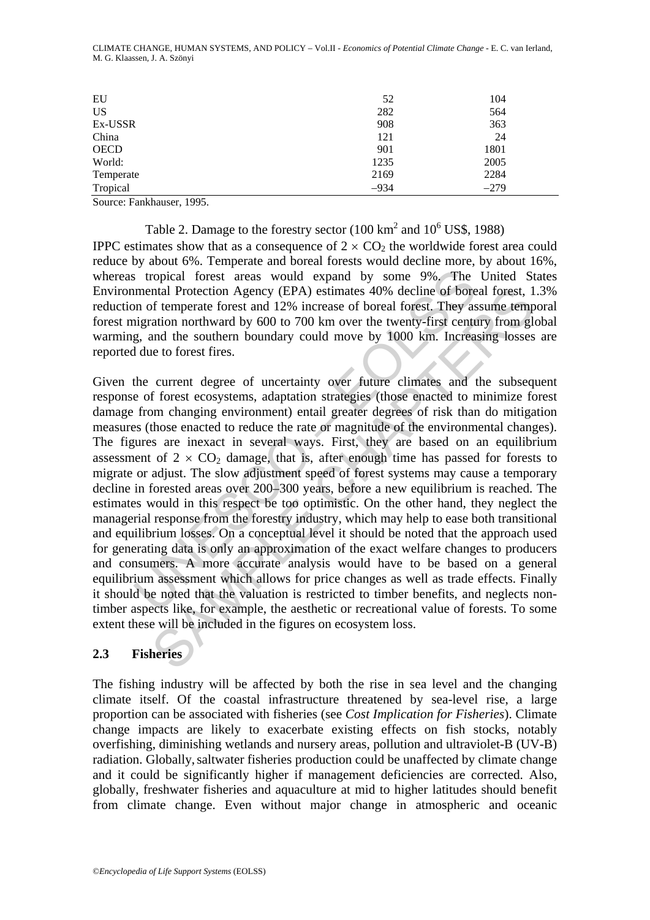| | | |
|---|---|---|
| EU | 52 | 104 |
| US | 282 | 564 |
| Ex-USSR | 908 | 363 |
| China | 121 | 24 |
| OECD | 901 | 1801 |
| World: | 1235 | 2005 |
| Temperate | 2169 | 2284 |
| Tropical | –934 | –279 |

Source: Fankhauser, 1995.

Table 2. Damage to the forestry sector (100 $km^2$ and $10^6$ US$, 1988)

IPPC estimates show that as a consequence of $2 \times CO_2$ the worldwide forest area could reduce by about 6%. Temperate and boreal forests would decline more, by about 16%, whereas tropical forest areas would expand by some 9%. The United States Environmental Protection Agency (EPA) estimates 40% decline of boreal forest, 1.3% reduction of temperate forest and 12% increase of boreal forest. They assume temporal forest migration northward by 600 to 700 km over the twenty-first century from global warming, and the southern boundary could move by 1000 km. Increasing losses are reported due to forest fires.

Given the current degree of uncertainty over future climates and the subsequent response of forest ecosystems, adaptation strategies (those enacted to minimize forest damage from changing environment) entail greater degrees of risk than do mitigation measures (those enacted to reduce the rate or magnitude of the environmental changes). The figures are inexact in several ways. First, they are based on an equilibrium assessment of $2 \times CO_2$ damage, that is, after enough time has passed for forests to migrate or adjust. The slow adjustment speed of forest systems may cause a temporary decline in forested areas over 200–300 years, before a new equilibrium is reached. The estimates would in this respect be too optimistic. On the other hand, they neglect the managerial response from the forestry industry, which may help to ease both transitional and equilibrium losses. On a conceptual level it should be noted that the approach used for generating data is only an approximation of the exact welfare changes to producers and consumers. A more accurate analysis would have to be based on a general equilibrium assessment which allows for price changes as well as trade effects. Finally it should be noted that the valuation is restricted to timber benefits, and neglects non-timber aspects like, for example, the aesthetic or recreational value of forests. To some extent these will be included in the figures on ecosystem loss.

### 2.3 Fisheries

The fishing industry will be affected by both the rise in sea level and the changing climate itself. Of the coastal infrastructure threatened by sea-level rise, a large proportion can be associated with fisheries (see *Cost Implication for Fisheries*). Climate change impacts are likely to exacerbate existing effects on fish stocks, notably overfishing, diminishing wetlands and nursery areas, pollution and ultraviolet-B (UV-B) radiation. Globally, saltwater fisheries production could be unaffected by climate change and it could be significantly higher if management deficiencies are corrected. Also, globally, freshwater fisheries and aquaculture at mid to higher latitudes should benefit from climate change. Even without major change in atmospheric and oceanic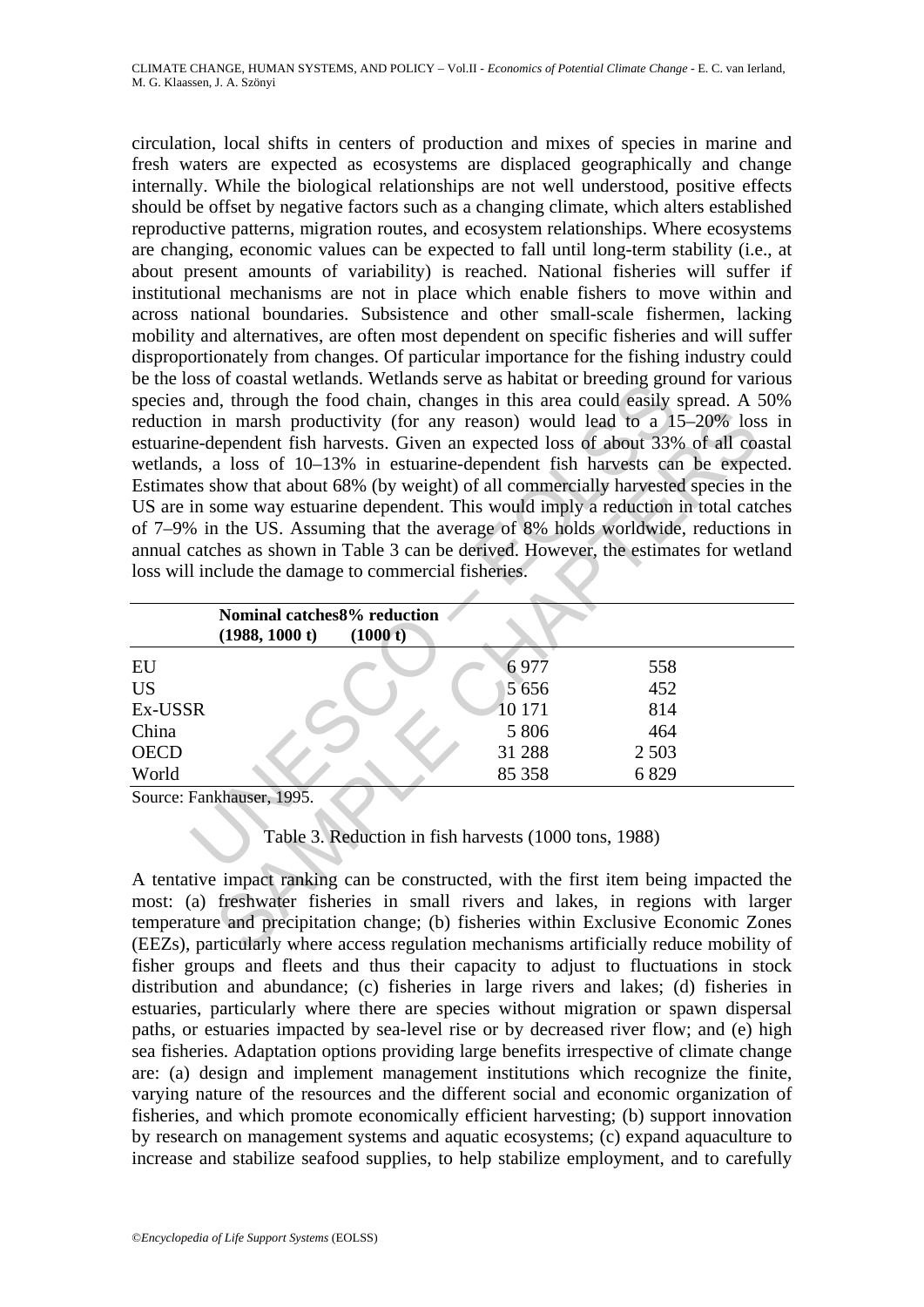circulation, local shifts in centers of production and mixes of species in marine and fresh waters are expected as ecosystems are displaced geographically and change internally. While the biological relationships are not well understood, positive effects should be offset by negative factors such as a changing climate, which alters established reproductive patterns, migration routes, and ecosystem relationships. Where ecosystems are changing, economic values can be expected to fall until long-term stability (i.e., at about present amounts of variability) is reached. National fisheries will suffer if institutional mechanisms are not in place which enable fishers to move within and across national boundaries. Subsistence and other small-scale fishermen, lacking mobility and alternatives, are often most dependent on specific fisheries and will suffer disproportionately from changes. Of particular importance for the fishing industry could be the loss of coastal wetlands. Wetlands serve as habitat or breeding ground for various species and, through the food chain, changes in this area could easily spread. A 50% reduction in marsh productivity (for any reason) would lead to a 15–20% loss in estuarine-dependent fish harvests. Given an expected loss of about 33% of all coastal wetlands, a loss of 10–13% in estuarine-dependent fish harvests can be expected. Estimates show that about 68% (by weight) of all commercially harvested species in the US are in some way estuarine dependent. This would imply a reduction in total catches of 7–9% in the US. Assuming that the average of 8% holds worldwide, reductions in annual catches as shown in Table 3 can be derived. However, the estimates for wetland loss will include the damage to commercial fisheries.

| | Nominal catches (1988, 1000 t) | 8% reduction (1000 t) |
|---|---|---|
| EU | 6 977 | 558 |
| US | 5 656 | 452 |
| Ex-USSR | 10 171 | 814 |
| China | 5 806 | 464 |
| OECD | 31 288 | 2 503 |
| World | 85 358 | 6 829 |

Source: Fankhauser, 1995.

Table 3. Reduction in fish harvests (1000 tons, 1988)

A tentative impact ranking can be constructed, with the first item being impacted the most: (a) freshwater fisheries in small rivers and lakes, in regions with larger temperature and precipitation change; (b) fisheries within Exclusive Economic Zones (EEZs), particularly where access regulation mechanisms artificially reduce mobility of fisher groups and fleets and thus their capacity to adjust to fluctuations in stock distribution and abundance; (c) fisheries in large rivers and lakes; (d) fisheries in estuaries, particularly where there are species without migration or spawn dispersal paths, or estuaries impacted by sea-level rise or by decreased river flow; and (e) high sea fisheries. Adaptation options providing large benefits irrespective of climate change are: (a) design and implement management institutions which recognize the finite, varying nature of the resources and the different social and economic organization of fisheries, and which promote economically efficient harvesting; (b) support innovation by research on management systems and aquatic ecosystems; (c) expand aquaculture to increase and stabilize seafood supplies, to help stabilize employment, and to carefully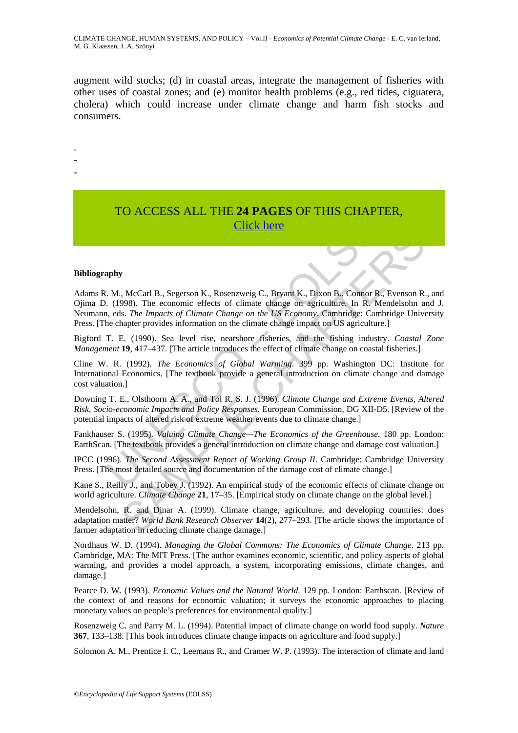augment wild stocks; (d) in coastal areas, integrate the management of fisheries with other uses of coastal zones; and (e) monitor health problems (e.g., red tides, ciguatera, cholera) which could increase under climate change and harm fish stocks and consumers.

-
-
-

TO ACCESS ALL THE **24 PAGES** OF THIS CHAPTER,
Click here

**Bibliography**

Adams R. M., McCarl B., Segerson K., Rosenzweig C., Bryant K., Dixon B., Connor R., Evenson R., and Ojima D. (1998). The economic effects of climate change on agriculture. In R. Mendelsohn and J. Neumann, eds. *The Impacts of Climate Change on the US Economy*. Cambridge: Cambridge University Press. [The chapter provides information on the climate change impact on US agriculture.]

Bigford T. E. (1990). Sea level rise, nearshore fisheries, and the fishing industry. *Coastal Zone Management* **19**, 417–437. [The article introduces the effect of climate change on coastal fisheries.]

Cline W. R. (1992). *The Economics of Global Warming*. 399 pp. Washington DC: Institute for International Economics. [The textbook provide a general introduction on climate change and damage cost valuation.]

Downing T. E., Olsthoorn A. A., and Tol R. S. J. (1996). *Climate Change and Extreme Events, Altered Risk, Socio-economic Impacts and Policy Responses*. European Commission, DG XII-D5. [Review of the potential impacts of altered risk of extreme weather events due to climate change.]

Fankhauser S. (1995). *Valuing Climate Change—The Economics of the Greenhouse*. 180 pp. London: EarthScan. [The textbook provides a general introduction on climate change and damage cost valuation.]

IPCC (1996). *The Second Assessment Report of Working Group II*. Cambridge: Cambridge University Press. [The most detailed source and documentation of the damage cost of climate change.]

Kane S., Reilly J., and Tobey J. (1992). An empirical study of the economic effects of climate change on world agriculture. *Climate Change* **21**, 17–35. [Empirical study on climate change on the global level.]

Mendelsohn, R. and Dinar A. (1999). Climate change, agriculture, and developing countries: does adaptation matter? *World Bank Research Observer* **14**(2), 277–293. [The article shows the importance of farmer adaptation in reducing climate change damage.]

Nordhaus W. D. (1994). *Managing the Global Commons: The Economics of Climate Change*. 213 pp. Cambridge, MA: The MIT Press. [The author examines economic, scientific, and policy aspects of global warming, and provides a model approach, a system, incorporating emissions, climate changes, and damage.]

Pearce D. W. (1993). *Economic Values and the Natural World*. 129 pp. London: Earthscan. [Review of the context of and reasons for economic valuation; it surveys the economic approaches to placing monetary values on people's preferences for environmental quality.]

Rosenzweig C. and Parry M. L. (1994). Potential impact of climate change on world food supply. *Nature* **367**, 133–138. [This book introduces climate change impacts on agriculture and food supply.]

Solomon A. M., Prentice I. C., Leemans R., and Cramer W. P. (1993). The interaction of climate and land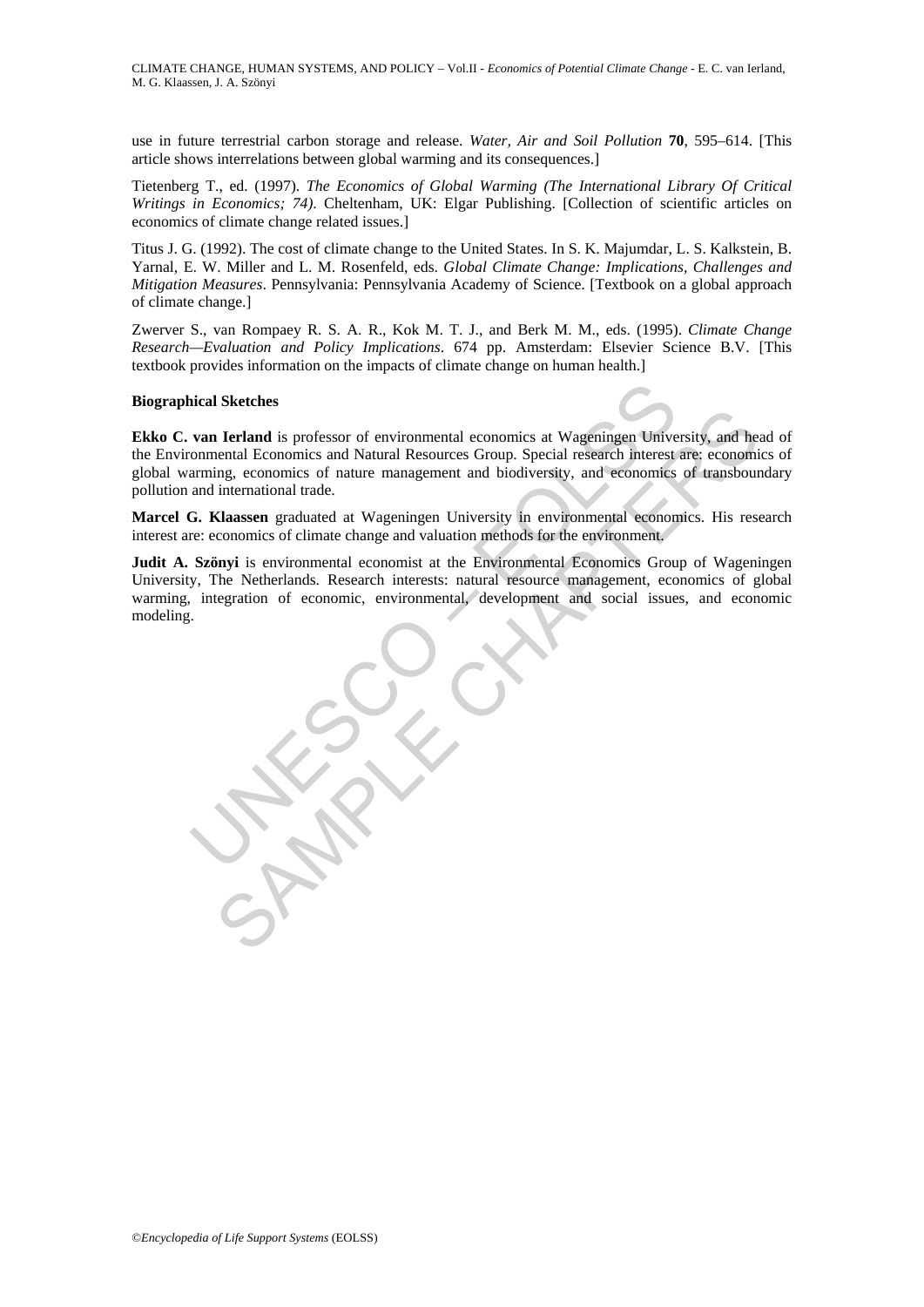use in future terrestrial carbon storage and release. *Water, Air and Soil Pollution* **70**, 595–614. [This article shows interrelations between global warming and its consequences.]

Tietenberg T., ed. (1997). *The Economics of Global Warming (The International Library Of Critical Writings in Economics; 74)*. Cheltenham, UK: Elgar Publishing. [Collection of scientific articles on economics of climate change related issues.]

Titus J. G. (1992). The cost of climate change to the United States. In S. K. Majumdar, L. S. Kalkstein, B. Yarnal, E. W. Miller and L. M. Rosenfeld, eds. *Global Climate Change: Implications, Challenges and Mitigation Measures*. Pennsylvania: Pennsylvania Academy of Science. [Textbook on a global approach of climate change.]

Zwerver S., van Rompaey R. S. A. R., Kok M. T. J., and Berk M. M., eds. (1995). *Climate Change Research—Evaluation and Policy Implications*. 674 pp. Amsterdam: Elsevier Science B.V. [This textbook provides information on the impacts of climate change on human health.]

**Biographical Sketches**

**Ekko C. van Ierland** is professor of environmental economics at Wageningen University, and head of the Environmental Economics and Natural Resources Group. Special research interest are: economics of global warming, economics of nature management and biodiversity, and economics of transboundary pollution and international trade.

**Marcel G. Klaassen** graduated at Wageningen University in environmental economics. His research interest are: economics of climate change and valuation methods for the environment.

**Judit A. Szönyi** is environmental economist at the Environmental Economics Group of Wageningen University, The Netherlands. Research interests: natural resource management, economics of global warming, integration of economic, environmental, development and social issues, and economic modeling.